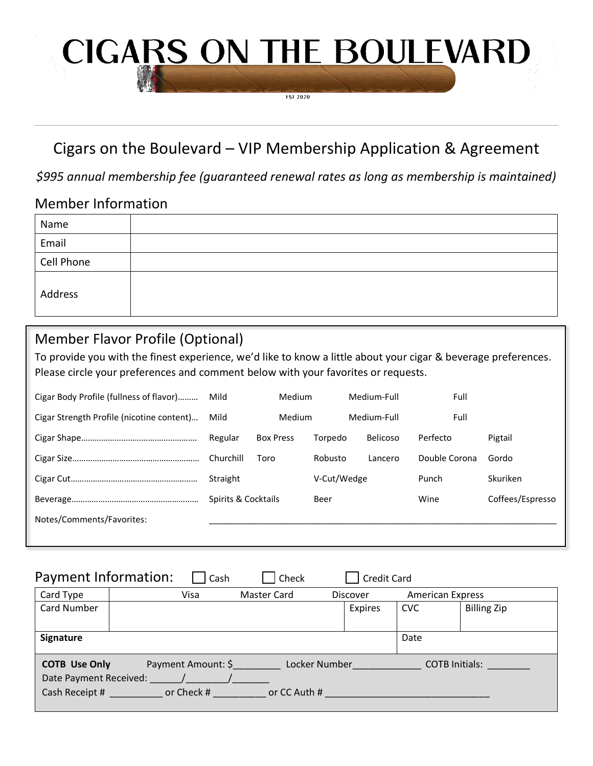# CIGARS ON THE BOULEVARD

EST 2020

## Cigars on the Boulevard – VIP Membership Application & Agreement

*$995 annual membership fee (guaranteed renewal rates as long as membership is maintained)*

### Member Information

| Name | |
|---|---|
| Email | |
| Cell Phone | |
| Address | |

### Member Flavor Profile (Optional)

To provide you with the finest experience, we'd like to know a little about your cigar & beverage preferences. Please circle your preferences and comment below with your favorites or requests.

| | | | | | | |
|---|---|---|---|---|---|---|
| Cigar Body Profile (fullness of flavor)……… | Mild | Medium | | Medium-Full | Full | |
| Cigar Strength Profile (nicotine content)… | Mild | Medium | | Medium-Full | Full | |
| Cigar Shape…………………………………………… | Regular | Box Press | Torpedo | Belicoso | Perfecto | Pigtail |
| Cigar Size………………………………………………… | Churchill | Toro | Robusto | Lancero | Double Corona | Gordo |
| Cigar Cut………………………………………………… | Straight | | V-Cut/Wedge | | Punch | Skuriken |
| Beverage………………………………………………… | Spirits & Cocktails | | Beer | | Wine | Coffees/Espresso |

Notes/Comments/Favorites: ___________________________________________________________________________

### Payment Information: ☐ Cash ☐ Check ☐ Credit Card

| Card Type | Visa | Master Card | Discover | American Express | |
|---|---|---|---|---|---|
| Card Number | | | Expires | CVC | Billing Zip |
| **Signature** | | | | Date | |

**COTB Use Only** Payment Amount: $_________ Locker Number_____________ COTB Initials: ________

Date Payment Received: ______/________/_______

Cash Receipt # __________ or Check # __________ or CC Auth # _______________________________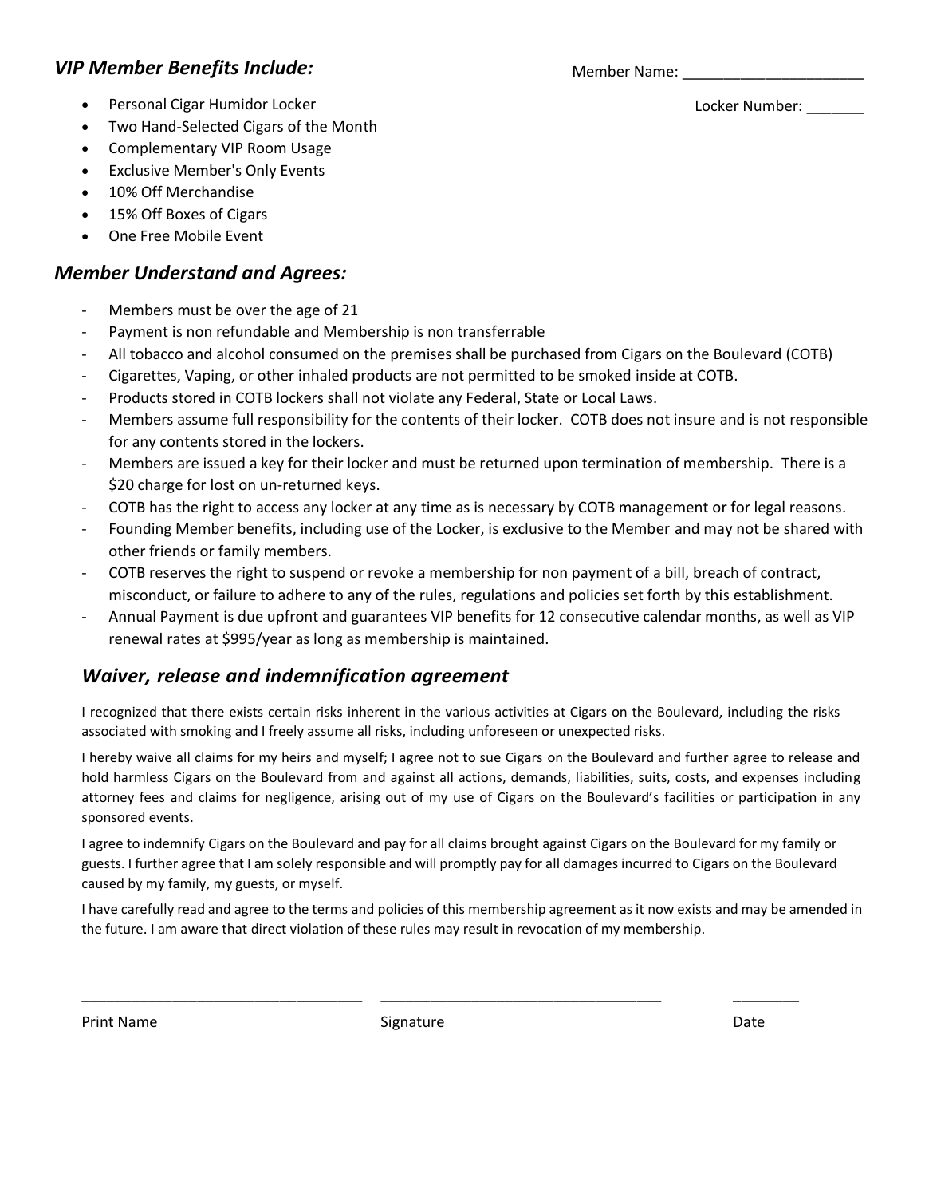Member Name: ______________________

Locker Number: _______

### *VIP Member Benefits Include:*

- Personal Cigar Humidor Locker
- Two Hand-Selected Cigars of the Month
- Complementary VIP Room Usage
- Exclusive Member's Only Events
- 10% Off Merchandise
- 15% Off Boxes of Cigars
- One Free Mobile Event

### *Member Understand and Agrees:*

- Members must be over the age of 21
- Payment is non refundable and Membership is non transferrable
- All tobacco and alcohol consumed on the premises shall be purchased from Cigars on the Boulevard (COTB)
- Cigarettes, Vaping, or other inhaled products are not permitted to be smoked inside at COTB.
- Products stored in COTB lockers shall not violate any Federal, State or Local Laws.
- Members assume full responsibility for the contents of their locker. COTB does not insure and is not responsible for any contents stored in the lockers.
- Members are issued a key for their locker and must be returned upon termination of membership. There is a $20 charge for lost on un-returned keys.
- COTB has the right to access any locker at any time as is necessary by COTB management or for legal reasons.
- Founding Member benefits, including use of the Locker, is exclusive to the Member and may not be shared with other friends or family members.
- COTB reserves the right to suspend or revoke a membership for non payment of a bill, breach of contract, misconduct, or failure to adhere to any of the rules, regulations and policies set forth by this establishment.
- Annual Payment is due upfront and guarantees VIP benefits for 12 consecutive calendar months, as well as VIP renewal rates at $995/year as long as membership is maintained.

### *Waiver, release and indemnification agreement*

I recognized that there exists certain risks inherent in the various activities at Cigars on the Boulevard, including the risks associated with smoking and I freely assume all risks, including unforeseen or unexpected risks.

I hereby waive all claims for my heirs and myself; I agree not to sue Cigars on the Boulevard and further agree to release and hold harmless Cigars on the Boulevard from and against all actions, demands, liabilities, suits, costs, and expenses including attorney fees and claims for negligence, arising out of my use of Cigars on the Boulevard's facilities or participation in any sponsored events.

I agree to indemnify Cigars on the Boulevard and pay for all claims brought against Cigars on the Boulevard for my family or guests. I further agree that I am solely responsible and will promptly pay for all damages incurred to Cigars on the Boulevard caused by my family, my guests, or myself.

I have carefully read and agree to the terms and policies of this membership agreement as it now exists and may be amended in the future. I am aware that direct violation of these rules may result in revocation of my membership.

___________________________________ ___________________________________ ________

Print Name Signature Date